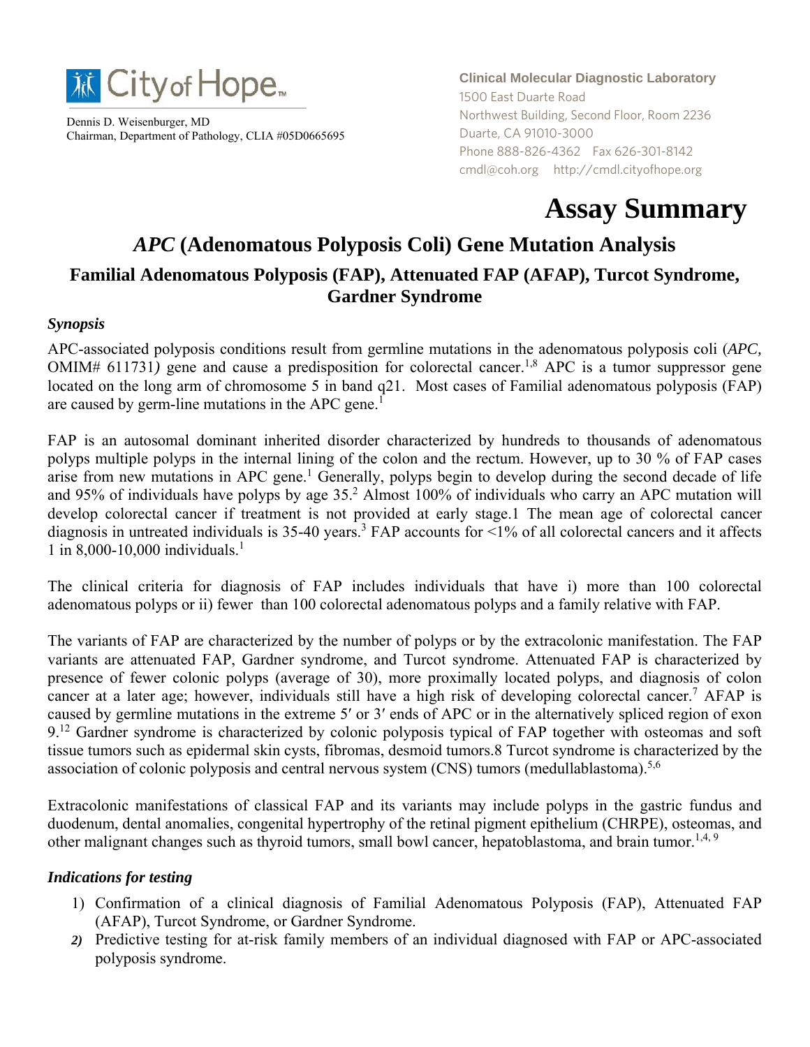City of Hope

Dennis D. Weisenburger, MD
Chairman, Department of Pathology, CLIA #05D0665695

**Clinical Molecular Diagnostic Laboratory**
1500 East Duarte Road
Northwest Building, Second Floor, Room 2236
Duarte, CA 91010-3000
Phone 888-826-4362 Fax 626-301-8142
cmdl@coh.org http://cmdl.cityofhope.org

# Assay Summary

## *APC* (Adenomatous Polyposis Coli) Gene Mutation Analysis

### Familial Adenomatous Polyposis (FAP), Attenuated FAP (AFAP), Turcot Syndrome, Gardner Syndrome

#### *Synopsis*

APC-associated polyposis conditions result from germline mutations in the adenomatous polyposis coli (*APC,* OMIM# 611731*)* gene and cause a predisposition for colorectal cancer.[1,8] APC is a tumor suppressor gene located on the long arm of chromosome 5 in band q21. Most cases of Familial adenomatous polyposis (FAP) are caused by germ-line mutations in the APC gene.[1]

FAP is an autosomal dominant inherited disorder characterized by hundreds to thousands of adenomatous polyps multiple polyps in the internal lining of the colon and the rectum. However, up to 30 % of FAP cases arise from new mutations in APC gene.[1] Generally, polyps begin to develop during the second decade of life and 95% of individuals have polyps by age 35.[2] Almost 100% of individuals who carry an APC mutation will develop colorectal cancer if treatment is not provided at early stage.1 The mean age of colorectal cancer diagnosis in untreated individuals is 35-40 years.[3] FAP accounts for <1% of all colorectal cancers and it affects 1 in 8,000-10,000 individuals.[1]

The clinical criteria for diagnosis of FAP includes individuals that have i) more than 100 colorectal adenomatous polyps or ii) fewer than 100 colorectal adenomatous polyps and a family relative with FAP.

The variants of FAP are characterized by the number of polyps or by the extracolonic manifestation. The FAP variants are attenuated FAP, Gardner syndrome, and Turcot syndrome. Attenuated FAP is characterized by presence of fewer colonic polyps (average of 30), more proximally located polyps, and diagnosis of colon cancer at a later age; however, individuals still have a high risk of developing colorectal cancer.[7] AFAP is caused by germline mutations in the extreme 5′ or 3′ ends of APC or in the alternatively spliced region of exon 9.[12] Gardner syndrome is characterized by colonic polyposis typical of FAP together with osteomas and soft tissue tumors such as epidermal skin cysts, fibromas, desmoid tumors.8 Turcot syndrome is characterized by the association of colonic polyposis and central nervous system (CNS) tumors (medullablastoma).[5,6]

Extracolonic manifestations of classical FAP and its variants may include polyps in the gastric fundus and duodenum, dental anomalies, congenital hypertrophy of the retinal pigment epithelium (CHRPE), osteomas, and other malignant changes such as thyroid tumors, small bowl cancer, hepatoblastoma, and brain tumor.[1,4, 9]

#### *Indications for testing*

1) Confirmation of a clinical diagnosis of Familial Adenomatous Polyposis (FAP), Attenuated FAP (AFAP), Turcot Syndrome, or Gardner Syndrome.
2) Predictive testing for at-risk family members of an individual diagnosed with FAP or APC-associated polyposis syndrome.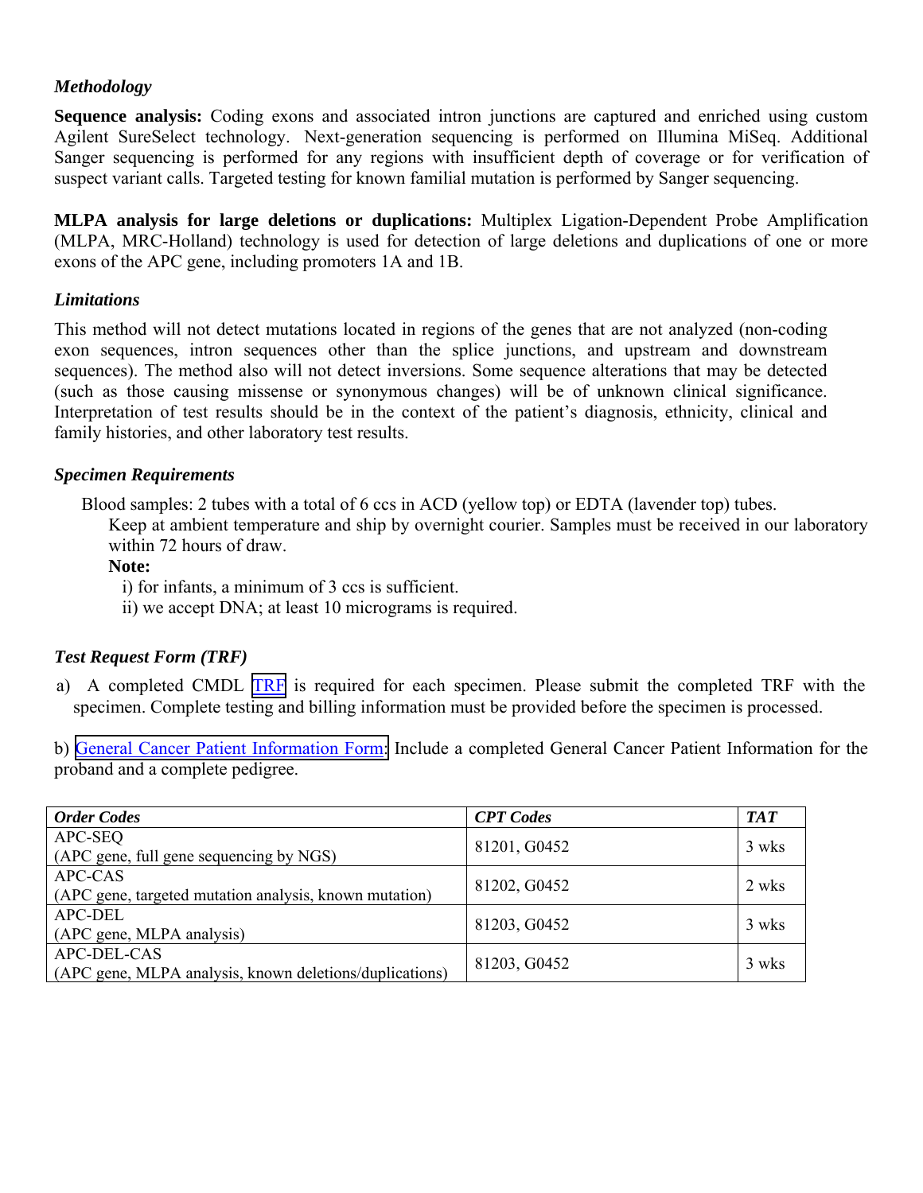### *Methodology*

**Sequence analysis:** Coding exons and associated intron junctions are captured and enriched using custom Agilent SureSelect technology. Next-generation sequencing is performed on Illumina MiSeq. Additional Sanger sequencing is performed for any regions with insufficient depth of coverage or for verification of suspect variant calls. Targeted testing for known familial mutation is performed by Sanger sequencing.

**MLPA analysis for large deletions or duplications:** Multiplex Ligation-Dependent Probe Amplification (MLPA, MRC-Holland) technology is used for detection of large deletions and duplications of one or more exons of the APC gene, including promoters 1A and 1B.

### *Limitations*

This method will not detect mutations located in regions of the genes that are not analyzed (non-coding exon sequences, intron sequences other than the splice junctions, and upstream and downstream sequences). The method also will not detect inversions. Some sequence alterations that may be detected (such as those causing missense or synonymous changes) will be of unknown clinical significance. Interpretation of test results should be in the context of the patient's diagnosis, ethnicity, clinical and family histories, and other laboratory test results.

### *Specimen Requirements*

Blood samples: 2 tubes with a total of 6 ccs in ACD (yellow top) or EDTA (lavender top) tubes.

Keep at ambient temperature and ship by overnight courier. Samples must be received in our laboratory within 72 hours of draw.

**Note:**

i) for infants, a minimum of 3 ccs is sufficient.

ii) we accept DNA; at least 10 micrograms is required.

### *Test Request Form (TRF)*

a) A completed CMDL TRF is required for each specimen. Please submit the completed TRF with the specimen. Complete testing and billing information must be provided before the specimen is processed.

b) General Cancer Patient Information Form: Include a completed General Cancer Patient Information for the proband and a complete pedigree.

| *Order Codes* | *CPT Codes* | *TAT* |
|---|---|---|
| APC-SEQ (APC gene, full gene sequencing by NGS) | 81201, G0452 | 3 wks |
| APC-CAS (APC gene, targeted mutation analysis, known mutation) | 81202, G0452 | 2 wks |
| APC-DEL (APC gene, MLPA analysis) | 81203, G0452 | 3 wks |
| APC-DEL-CAS (APC gene, MLPA analysis, known deletions/duplications) | 81203, G0452 | 3 wks |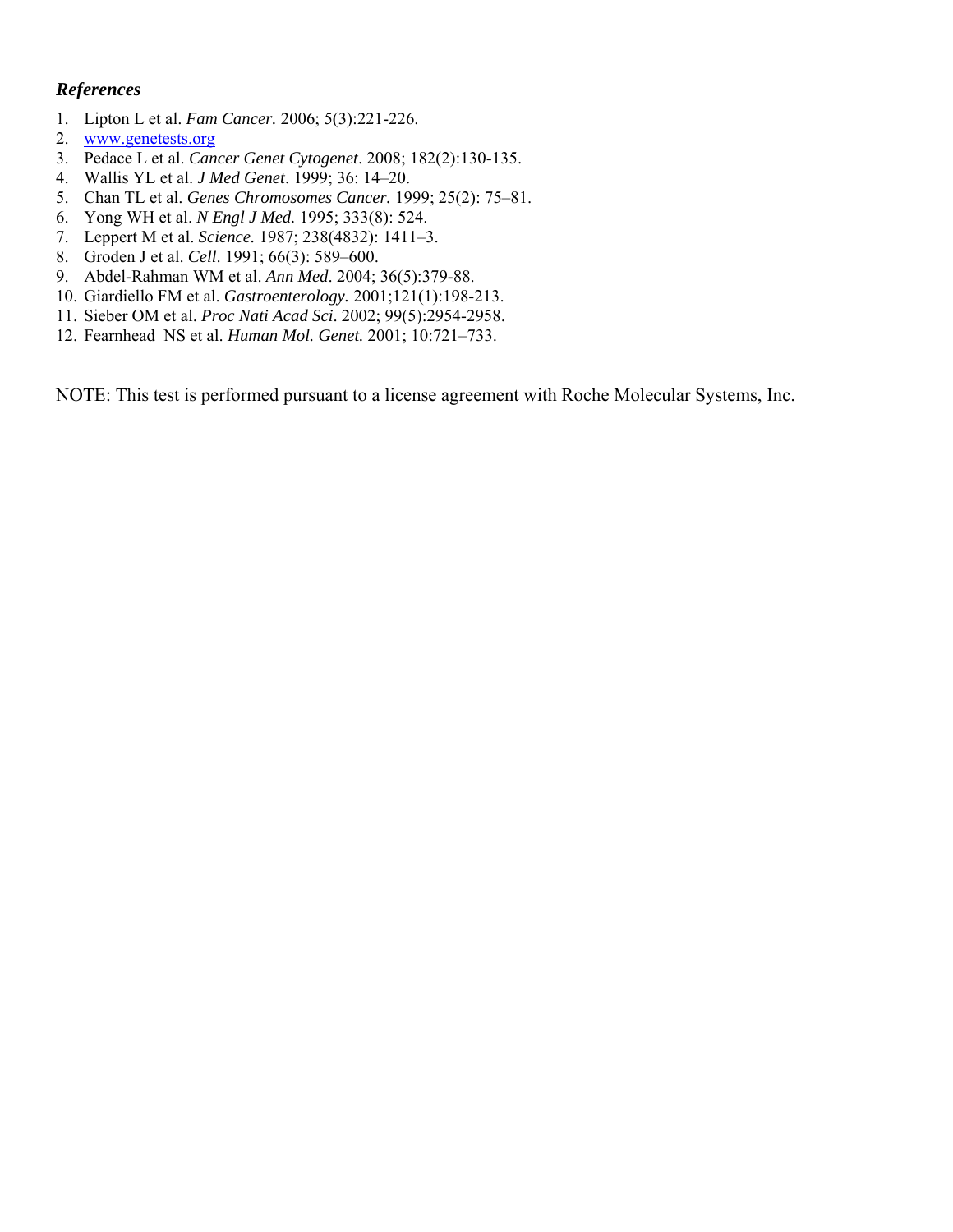***References***

1. Lipton L et al. *Fam Cancer.* 2006; 5(3):221-226.
2. [www.genetests.org](http://www.genetests.org)
3. Pedace L et al. *Cancer Genet Cytogenet*. 2008; 182(2):130-135.
4. Wallis YL et al. *J Med Genet*. 1999; 36: 14–20.
5. Chan TL et al. *Genes Chromosomes Cancer.* 1999; 25(2): 75–81.
6. Yong WH et al. *N Engl J Med.* 1995; 333(8): 524.
7. Leppert M et al. *Science.* 1987; 238(4832): 1411–3.
8. Groden J et al. *Cell*. 1991; 66(3): 589–600.
9. Abdel-Rahman WM et al. *Ann Med*. 2004; 36(5):379-88.
10. Giardiello FM et al. *Gastroenterology.* 2001;121(1):198-213.
11. Sieber OM et al. *Proc Nati Acad Sci*. 2002; 99(5):2954-2958.
12. Fearnhead NS et al. *Human Mol. Genet.* 2001; 10:721–733.

NOTE: This test is performed pursuant to a license agreement with Roche Molecular Systems, Inc.